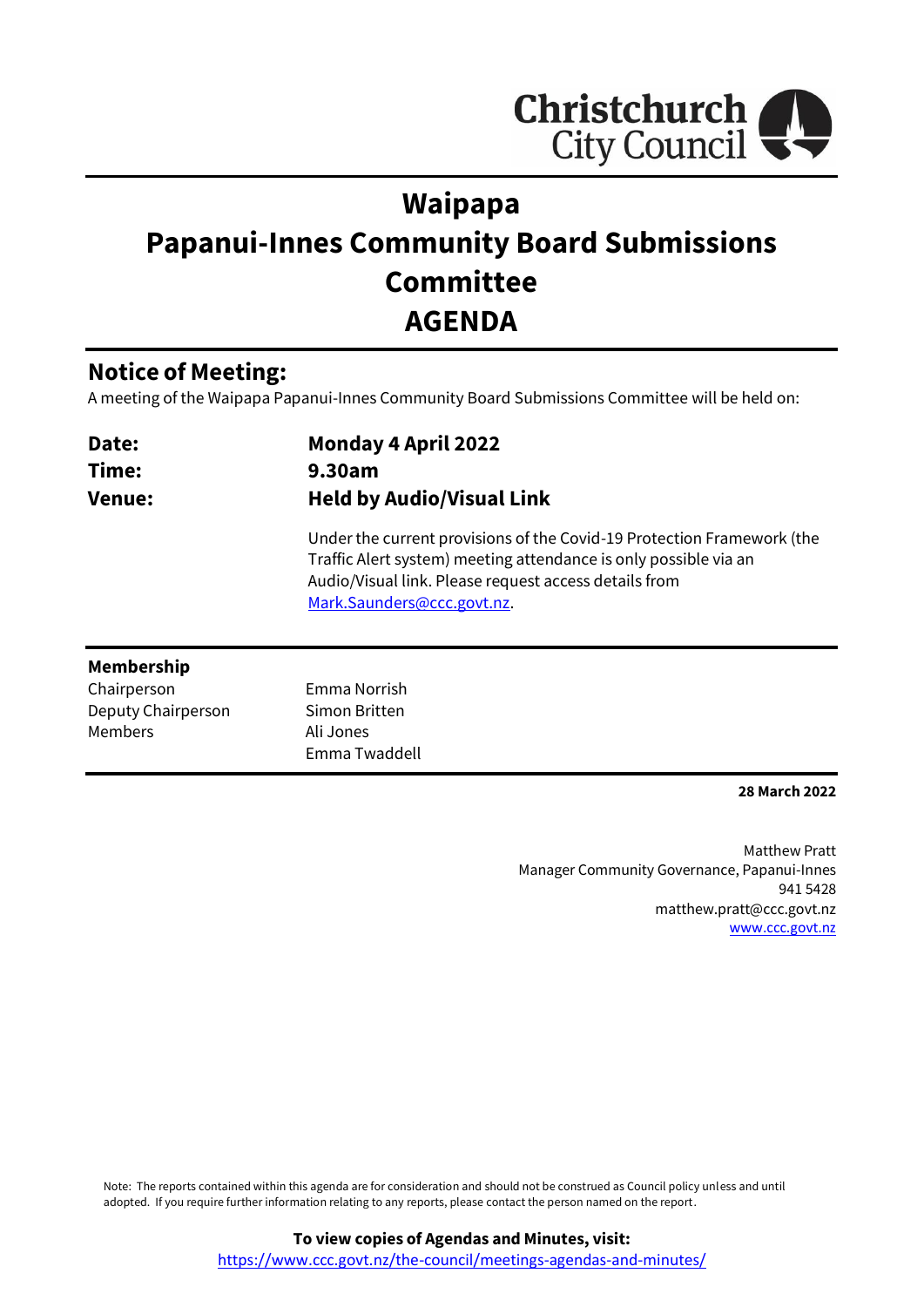# Waipapa
# Papanui-Innes Community Board Submissions Committee
# AGENDA

## Notice of Meeting:

A meeting of the Waipapa Papanui-Innes Community Board Submissions Committee will be held on:

| | |
|---|---|
| **Date:** | **Monday 4 April 2022** |
| **Time:** | **9.30am** |
| **Venue:** | **Held by Audio/Visual Link** |

Under the current provisions of the Covid-19 Protection Framework (the Traffic Alert system) meeting attendance is only possible via an Audio/Visual link. Please request access details from Mark.Saunders@ccc.govt.nz.

### Membership

| | |
|---|---|
| Chairperson | Emma Norrish |
| Deputy Chairperson | Simon Britten |
| Members | Ali Jones |
| | Emma Twaddell |

**28 March 2022**

Matthew Pratt
Manager Community Governance, Papanui-Innes
941 5428
matthew.pratt@ccc.govt.nz
www.ccc.govt.nz

Note: The reports contained within this agenda are for consideration and should not be construed as Council policy unless and until adopted. If you require further information relating to any reports, please contact the person named on the report.

**To view copies of Agendas and Minutes, visit:**
https://www.ccc.govt.nz/the-council/meetings-agendas-and-minutes/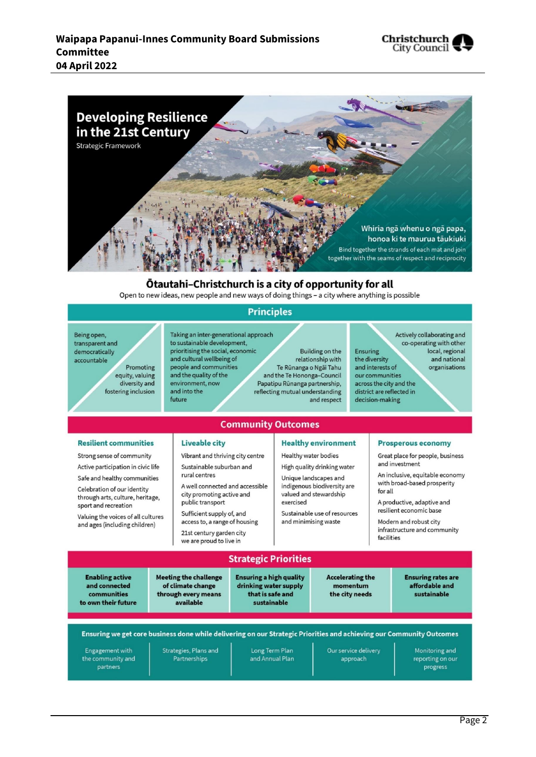# Developing Resilience in the 21st Century

Strategic Framework

Whiria ngā whenu o ngā papa, honoa ki te maurua tāukiuki

Bind together the strands of each mat and join together with the seams of respect and reciprocity

## Ōtautahi–Christchurch is a city of opportunity for all

Open to new ideas, new people and new ways of doing things – a city where anything is possible

## Principles

- Being open, transparent and democratically accountable
- Promoting equity, valuing diversity and fostering inclusion
- Taking an inter-generational approach to sustainable development, prioritising the social, economic and cultural wellbeing of people and communities and the quality of the environment, now and into the future
- Building on the relationship with Te Rūnanga o Ngāi Tahu and the Te Hononga–Council Papatipu Rūnanga partnership, reflecting mutual understanding and respect
- Ensuring the diversity and interests of our communities across the city and the district are reflected in decision-making
- Actively collaborating and co-operating with other local, regional and national organisations

## Community Outcomes

| Resilient communities | Liveable city | Healthy environment | Prosperous economy |
|---|---|---|---|
| Strong sense of community | Vibrant and thriving city centre | Healthy water bodies | Great place for people, business and investment |
| Active participation in civic life | Sustainable suburban and rural centres | High quality drinking water | An inclusive, equitable economy with broad-based prosperity for all |
| Safe and healthy communities | A well connected and accessible city promoting active and public transport | Unique landscapes and indigenous biodiversity are valued and stewardship exercised | A productive, adaptive and resilient economic base |
| Celebration of our identity through arts, culture, heritage, sport and recreation | Sufficient supply of, and access to, a range of housing | Sustainable use of resources and minimising waste | Modern and robust city infrastructure and community facilities |
| Valuing the voices of all cultures and ages (including children) | 21st century garden city we are proud to live in | | |

## Strategic Priorities

- Enabling active and connected communities to own their future
- Meeting the challenge of climate change through every means available
- Ensuring a high quality drinking water supply that is safe and sustainable
- Accelerating the momentum the city needs
- Ensuring rates are affordable and sustainable

## Ensuring we get core business done while delivering on our Strategic Priorities and achieving our Community Outcomes

- Engagement with the community and partners
- Strategies, Plans and Partnerships
- Long Term Plan and Annual Plan
- Our service delivery approach
- Monitoring and reporting on our progress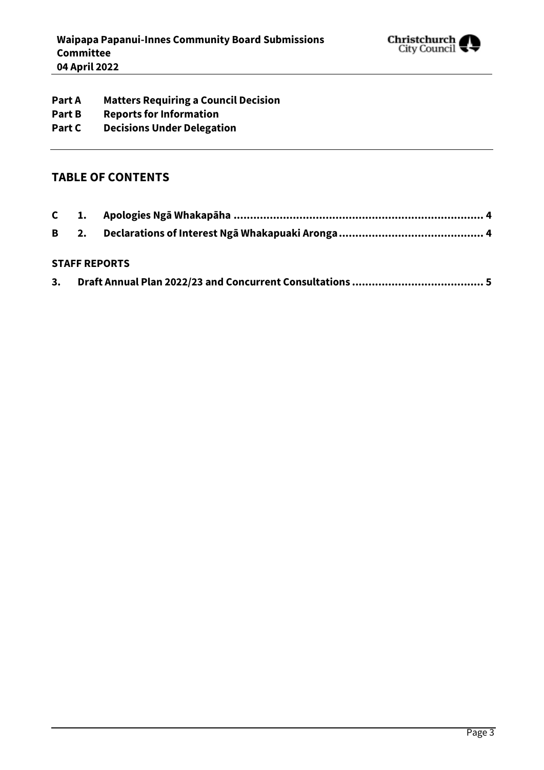**Part A Matters Requiring a Council Decision**
**Part B Reports for Information**
**Part C Decisions Under Delegation**

## TABLE OF CONTENTS

| | | | |
|---|---|---|---|
| C | 1. | Apologies Ngā Whakapāha | 4 |
| B | 2. | Declarations of Interest Ngā Whakapuaki Aronga | 4 |

**STAFF REPORTS**

| | | |
|---|---|---|
| 3. | Draft Annual Plan 2022/23 and Concurrent Consultations | 5 |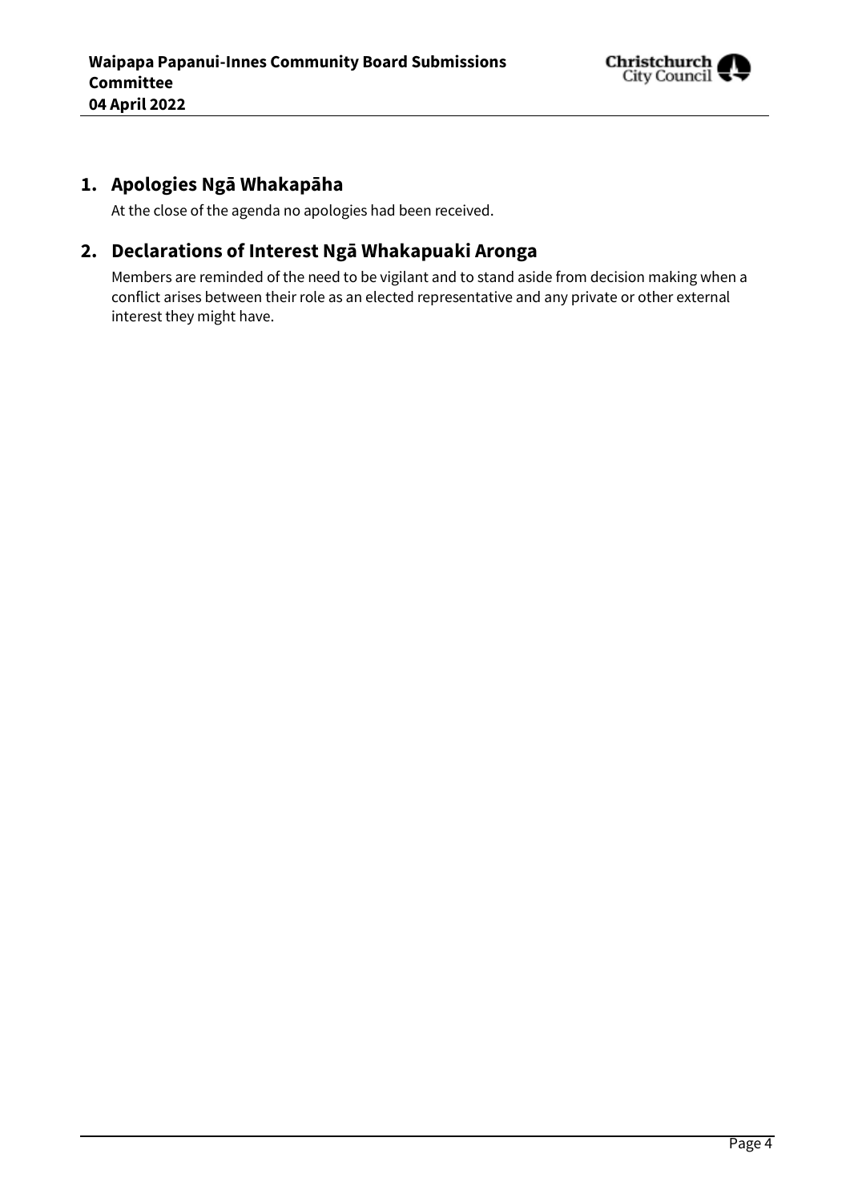## 1. Apologies Ngā Whakapāha

At the close of the agenda no apologies had been received.

## 2. Declarations of Interest Ngā Whakapuaki Aronga

Members are reminded of the need to be vigilant and to stand aside from decision making when a conflict arises between their role as an elected representative and any private or other external interest they might have.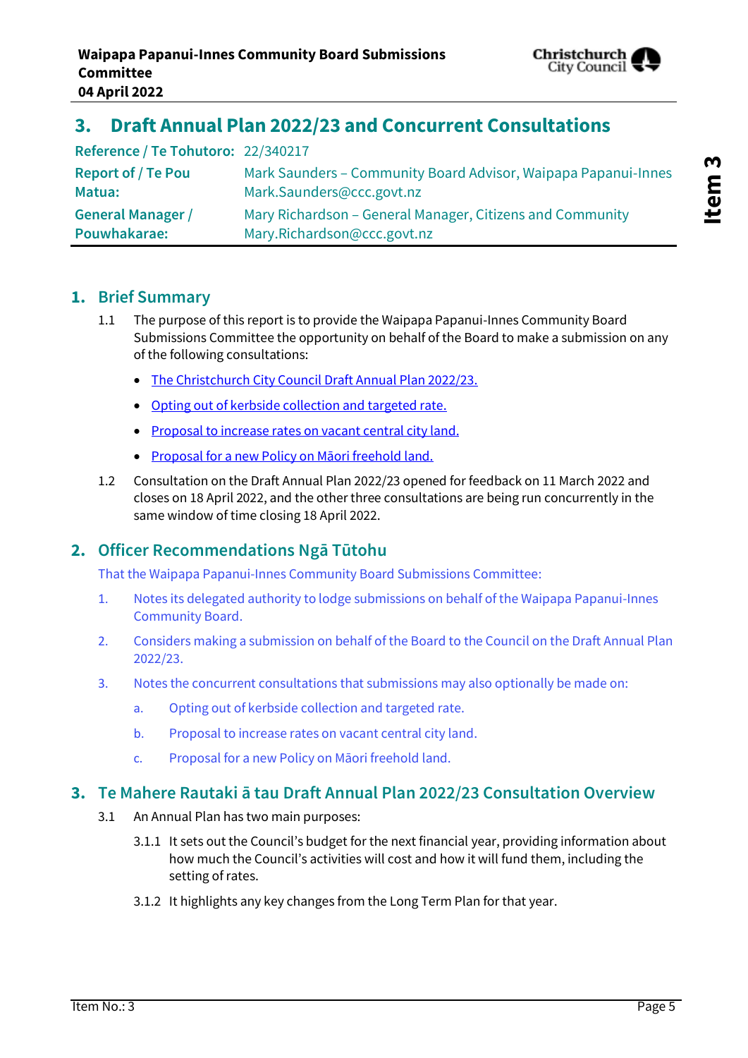# 3. Draft Annual Plan 2022/23 and Concurrent Consultations

| | |
|---|---|
| **Reference / Te Tohutoro:** | 22/340217 |
| **Report of / Te Pou Matua:** | Mark Saunders – Community Board Advisor, Waipapa Papanui-Innes Mark.Saunders@ccc.govt.nz |
| **General Manager / Pouwhakarae:** | Mary Richardson – General Manager, Citizens and Community Mary.Richardson@ccc.govt.nz |

## 1. Brief Summary

1.1 The purpose of this report is to provide the Waipapa Papanui-Innes Community Board Submissions Committee the opportunity on behalf of the Board to make a submission on any of the following consultations:

- The Christchurch City Council Draft Annual Plan 2022/23.
- Opting out of kerbside collection and targeted rate.
- Proposal to increase rates on vacant central city land.
- Proposal for a new Policy on Māori freehold land.

1.2 Consultation on the Draft Annual Plan 2022/23 opened for feedback on 11 March 2022 and closes on 18 April 2022, and the other three consultations are being run concurrently in the same window of time closing 18 April 2022.

## 2. Officer Recommendations Ngā Tūtohu

That the Waipapa Papanui-Innes Community Board Submissions Committee:

1. Notes its delegated authority to lodge submissions on behalf of the Waipapa Papanui-Innes Community Board.
2. Considers making a submission on behalf of the Board to the Council on the Draft Annual Plan 2022/23.
3. Notes the concurrent consultations that submissions may also optionally be made on:
   a. Opting out of kerbside collection and targeted rate.
   b. Proposal to increase rates on vacant central city land.
   c. Proposal for a new Policy on Māori freehold land.

## 3. Te Mahere Rautaki ā tau Draft Annual Plan 2022/23 Consultation Overview

3.1 An Annual Plan has two main purposes:

3.1.1 It sets out the Council's budget for the next financial year, providing information about how much the Council's activities will cost and how it will fund them, including the setting of rates.

3.1.2 It highlights any key changes from the Long Term Plan for that year.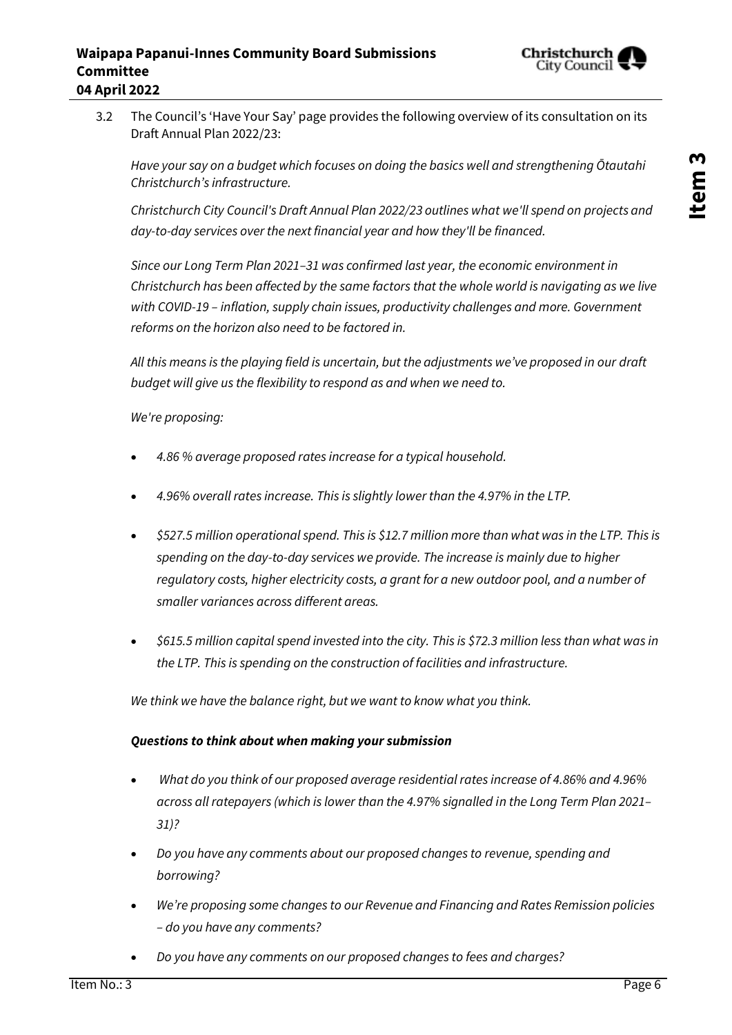3.2 The Council's 'Have Your Say' page provides the following overview of its consultation on its Draft Annual Plan 2022/23:

*Have your say on a budget which focuses on doing the basics well and strengthening Ōtautahi Christchurch's infrastructure.*

*Christchurch City Council's Draft Annual Plan 2022/23 outlines what we'll spend on projects and day-to-day services over the next financial year and how they'll be financed.*

*Since our Long Term Plan 2021–31 was confirmed last year, the economic environment in Christchurch has been affected by the same factors that the whole world is navigating as we live with COVID-19 – inflation, supply chain issues, productivity challenges and more. Government reforms on the horizon also need to be factored in.*

*All this means is the playing field is uncertain, but the adjustments we've proposed in our draft budget will give us the flexibility to respond as and when we need to.*

*We're proposing:*

- *4.86 % average proposed rates increase for a typical household.*
- *4.96% overall rates increase. This is slightly lower than the 4.97% in the LTP.*
- *$527.5 million operational spend. This is $12.7 million more than what was in the LTP. This is spending on the day-to-day services we provide. The increase is mainly due to higher regulatory costs, higher electricity costs, a grant for a new outdoor pool, and a number of smaller variances across different areas.*
- *$615.5 million capital spend invested into the city. This is $72.3 million less than what was in the LTP. This is spending on the construction of facilities and infrastructure.*

*We think we have the balance right, but we want to know what you think.*

***Questions to think about when making your submission***

- *What do you think of our proposed average residential rates increase of 4.86% and 4.96% across all ratepayers (which is lower than the 4.97% signalled in the Long Term Plan 2021–31)?*
- *Do you have any comments about our proposed changes to revenue, spending and borrowing?*
- *We're proposing some changes to our Revenue and Financing and Rates Remission policies – do you have any comments?*
- *Do you have any comments on our proposed changes to fees and charges?*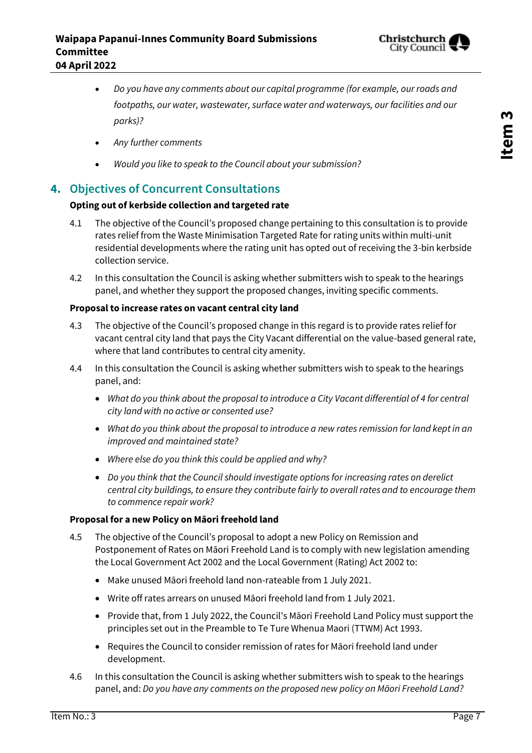- *Do you have any comments about our capital programme (for example, our roads and footpaths, our water, wastewater, surface water and waterways, our facilities and our parks)?*
- *Any further comments*
- *Would you like to speak to the Council about your submission?*

## 4. Objectives of Concurrent Consultations

**Opting out of kerbside collection and targeted rate**

4.1 The objective of the Council's proposed change pertaining to this consultation is to provide rates relief from the Waste Minimisation Targeted Rate for rating units within multi-unit residential developments where the rating unit has opted out of receiving the 3-bin kerbside collection service.

4.2 In this consultation the Council is asking whether submitters wish to speak to the hearings panel, and whether they support the proposed changes, inviting specific comments.

**Proposal to increase rates on vacant central city land**

4.3 The objective of the Council's proposed change in this regard is to provide rates relief for vacant central city land that pays the City Vacant differential on the value-based general rate, where that land contributes to central city amenity.

4.4 In this consultation the Council is asking whether submitters wish to speak to the hearings panel, and:

- *What do you think about the proposal to introduce a City Vacant differential of 4 for central city land with no active or consented use?*
- *What do you think about the proposal to introduce a new rates remission for land kept in an improved and maintained state?*
- *Where else do you think this could be applied and why?*
- *Do you think that the Council should investigate options for increasing rates on derelict central city buildings, to ensure they contribute fairly to overall rates and to encourage them to commence repair work?*

**Proposal for a new Policy on Māori freehold land**

4.5 The objective of the Council's proposal to adopt a new Policy on Remission and Postponement of Rates on Māori Freehold Land is to comply with new legislation amending the Local Government Act 2002 and the Local Government (Rating) Act 2002 to:

- Make unused Māori freehold land non-rateable from 1 July 2021.
- Write off rates arrears on unused Māori freehold land from 1 July 2021.
- Provide that, from 1 July 2022, the Council's Māori Freehold Land Policy must support the principles set out in the Preamble to Te Ture Whenua Maori (TTWM) Act 1993.
- Requires the Council to consider remission of rates for Māori freehold land under development.

4.6 In this consultation the Council is asking whether submitters wish to speak to the hearings panel, and: *Do you have any comments on the proposed new policy on Māori Freehold Land?*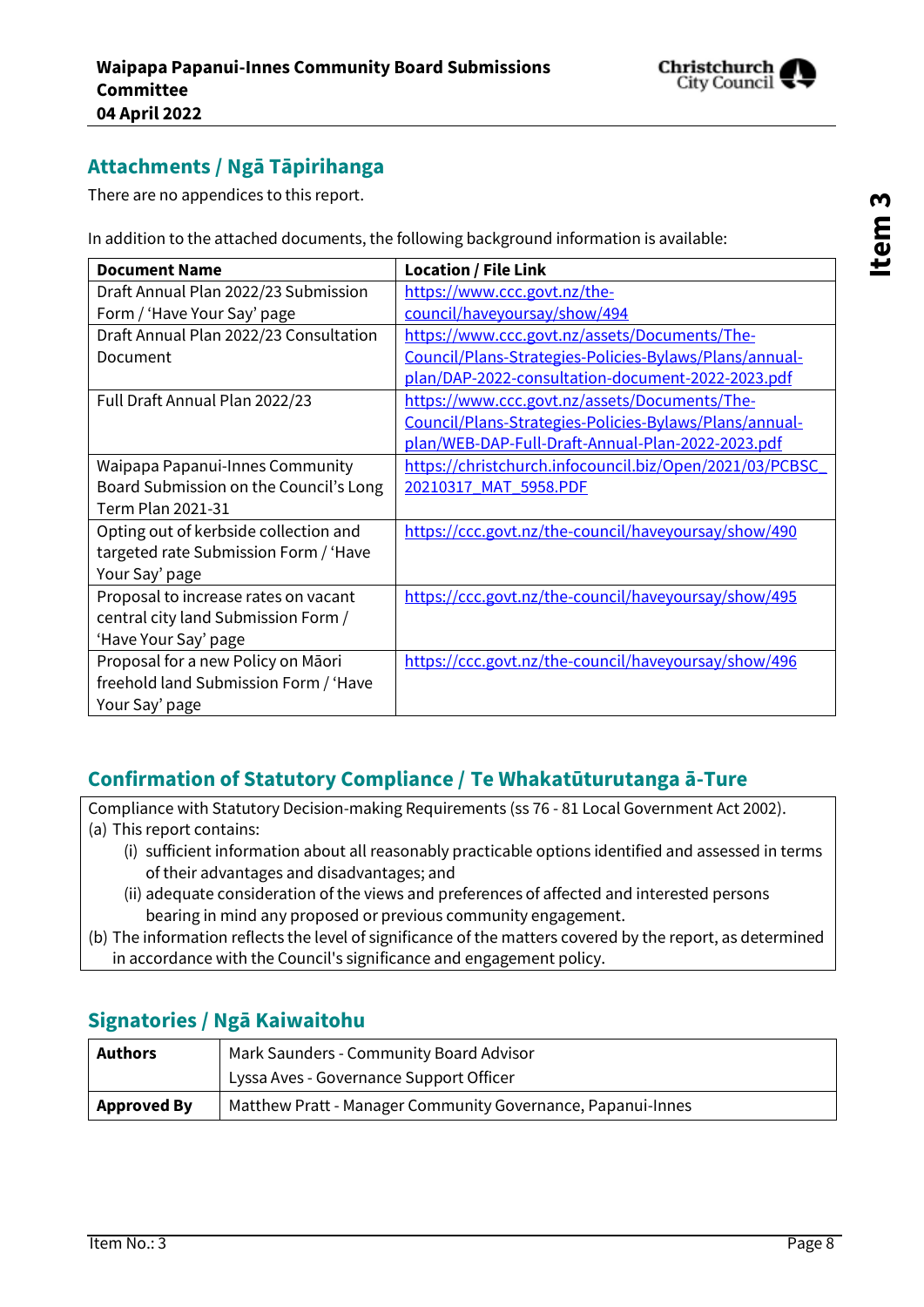## Attachments / Ngā Tāpirihanga

There are no appendices to this report.

In addition to the attached documents, the following background information is available:

| Document Name | Location / File Link |
|---|---|
| Draft Annual Plan 2022/23 Submission Form / 'Have Your Say' page | https://www.ccc.govt.nz/the-council/haveyoursay/show/494 |
| Draft Annual Plan 2022/23 Consultation Document | https://www.ccc.govt.nz/assets/Documents/The-Council/Plans-Strategies-Policies-Bylaws/Plans/annual-plan/DAP-2022-consultation-document-2022-2023.pdf |
| Full Draft Annual Plan 2022/23 | https://www.ccc.govt.nz/assets/Documents/The-Council/Plans-Strategies-Policies-Bylaws/Plans/annual-plan/WEB-DAP-Full-Draft-Annual-Plan-2022-2023.pdf |
| Waipapa Papanui-Innes Community Board Submission on the Council's Long Term Plan 2021-31 | https://christchurch.infocouncil.biz/Open/2021/03/PCBSC_20210317_MAT_5958.PDF |
| Opting out of kerbside collection and targeted rate Submission Form / 'Have Your Say' page | https://ccc.govt.nz/the-council/haveyoursay/show/490 |
| Proposal to increase rates on vacant central city land Submission Form / 'Have Your Say' page | https://ccc.govt.nz/the-council/haveyoursay/show/495 |
| Proposal for a new Policy on Māori freehold land Submission Form / 'Have Your Say' page | https://ccc.govt.nz/the-council/haveyoursay/show/496 |

## Confirmation of Statutory Compliance / Te Whakatūturutanga ā-Ture

Compliance with Statutory Decision-making Requirements (ss 76 - 81 Local Government Act 2002).

(a) This report contains:
- (i) sufficient information about all reasonably practicable options identified and assessed in terms of their advantages and disadvantages; and
- (ii) adequate consideration of the views and preferences of affected and interested persons bearing in mind any proposed or previous community engagement.

(b) The information reflects the level of significance of the matters covered by the report, as determined in accordance with the Council's significance and engagement policy.

## Signatories / Ngā Kaiwaitohu

| | |
|---|---|
| **Authors** | Mark Saunders - Community Board Advisor<br>Lyssa Aves - Governance Support Officer |
| **Approved By** | Matthew Pratt - Manager Community Governance, Papanui-Innes |